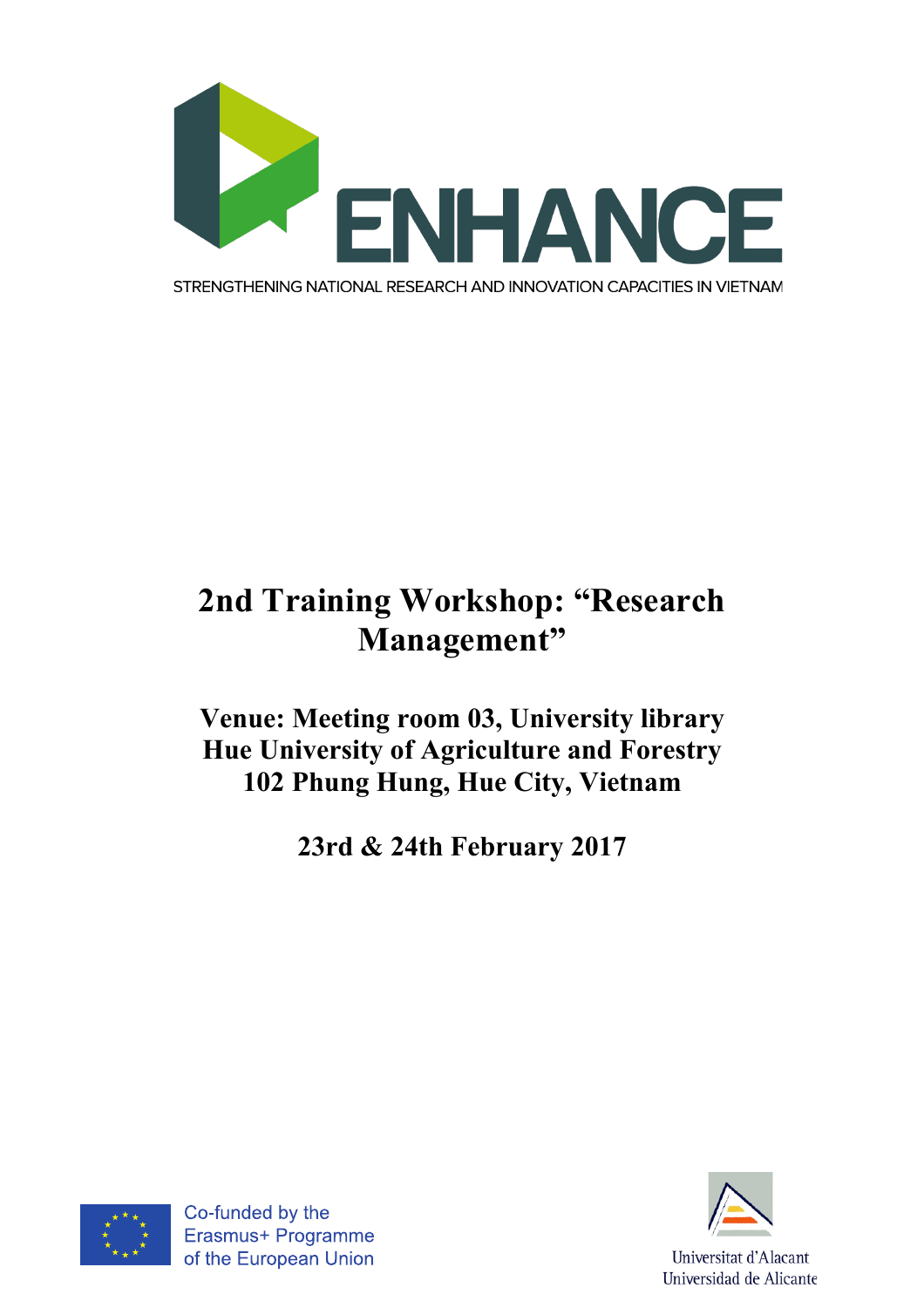ENHANCE

STRENGTHENING NATIONAL RESEARCH AND INNOVATION CAPACITIES IN VIETNAM

# 2nd Training Workshop: "Research Management"

## Venue: Meeting room 03, University library Hue University of Agriculture and Forestry 102 Phung Hung, Hue City, Vietnam

## 23rd & 24th February 2017

Co-funded by the Erasmus+ Programme of the European Union

Universitat d'Alacant
Universidad de Alicante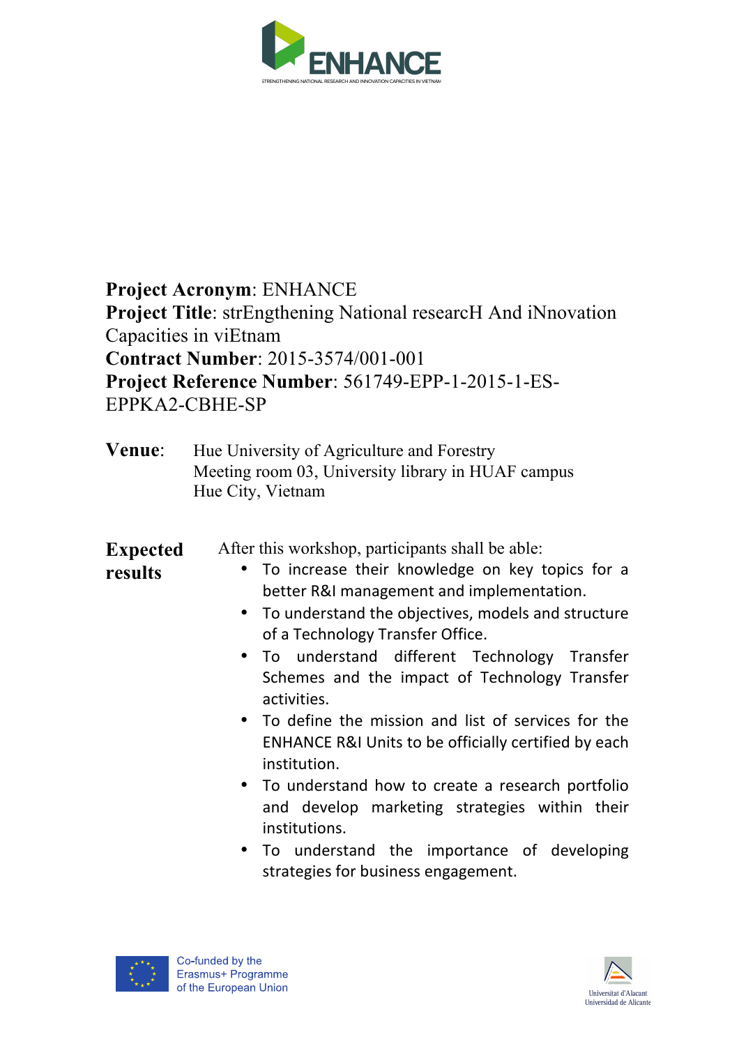**Project Acronym**: ENHANCE
**Project Title**: strEngthening National researcH And iNnovation Capacities in viEtnam
**Contract Number**: 2015-3574/001-001
**Project Reference Number**: 561749-EPP-1-2015-1-ES-EPPKA2-CBHE-SP

**Venue**: Hue University of Agriculture and Forestry
Meeting room 03, University library in HUAF campus
Hue City, Vietnam

**Expected results**

After this workshop, participants shall be able:

- To increase their knowledge on key topics for a better R&I management and implementation.
- To understand the objectives, models and structure of a Technology Transfer Office.
- To understand different Technology Transfer Schemes and the impact of Technology Transfer activities.
- To define the mission and list of services for the ENHANCE R&I Units to be officially certified by each institution.
- To understand how to create a research portfolio and develop marketing strategies within their institutions.
- To understand the importance of developing strategies for business engagement.

Co-funded by the Erasmus+ Programme of the European Union

Universitat d'Alacant
Universidad de Alicante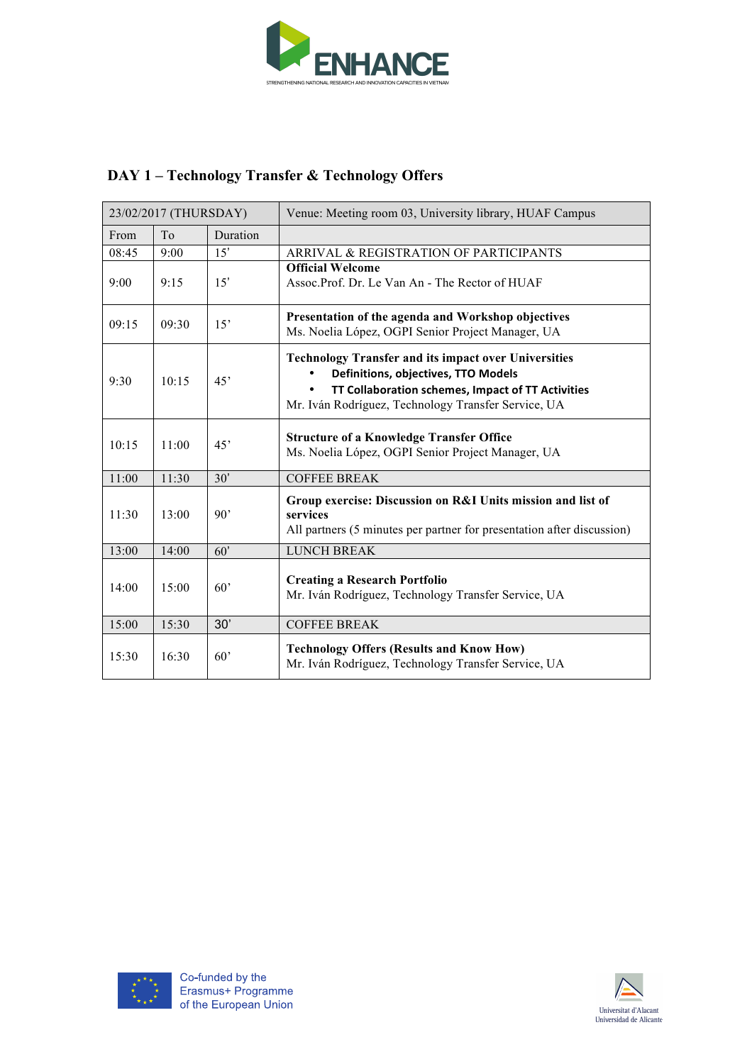## DAY 1 – Technology Transfer & Technology Offers

| 23/02/2017 (THURSDAY) | | | Venue: Meeting room 03, University library, HUAF Campus |
|---|---|---|---|
| From | To | Duration | |
| 08:45 | 9:00 | 15' | ARRIVAL & REGISTRATION OF PARTICIPANTS |
| 9:00 | 9:15 | 15' | **Official Welcome**<br>Assoc.Prof. Dr. Le Van An - The Rector of HUAF |
| 09:15 | 09:30 | 15' | **Presentation of the agenda and Workshop objectives**<br>Ms. Noelia López, OGPI Senior Project Manager, UA |
| 9:30 | 10:15 | 45' | **Technology Transfer and its impact over Universities**<br>• **Definitions, objectives, TTO Models**<br>• **TT Collaboration schemes, Impact of TT Activities**<br>Mr. Iván Rodríguez, Technology Transfer Service, UA |
| 10:15 | 11:00 | 45' | **Structure of a Knowledge Transfer Office**<br>Ms. Noelia López, OGPI Senior Project Manager, UA |
| 11:00 | 11:30 | 30' | COFFEE BREAK |
| 11:30 | 13:00 | 90' | **Group exercise: Discussion on R&I Units mission and list of services**<br>All partners (5 minutes per partner for presentation after discussion) |
| 13:00 | 14:00 | 60' | LUNCH BREAK |
| 14:00 | 15:00 | 60' | **Creating a Research Portfolio**<br>Mr. Iván Rodríguez, Technology Transfer Service, UA |
| 15:00 | 15:30 | 30' | COFFEE BREAK |
| 15:30 | 16:30 | 60' | **Technology Offers (Results and Know How)**<br>Mr. Iván Rodríguez, Technology Transfer Service, UA |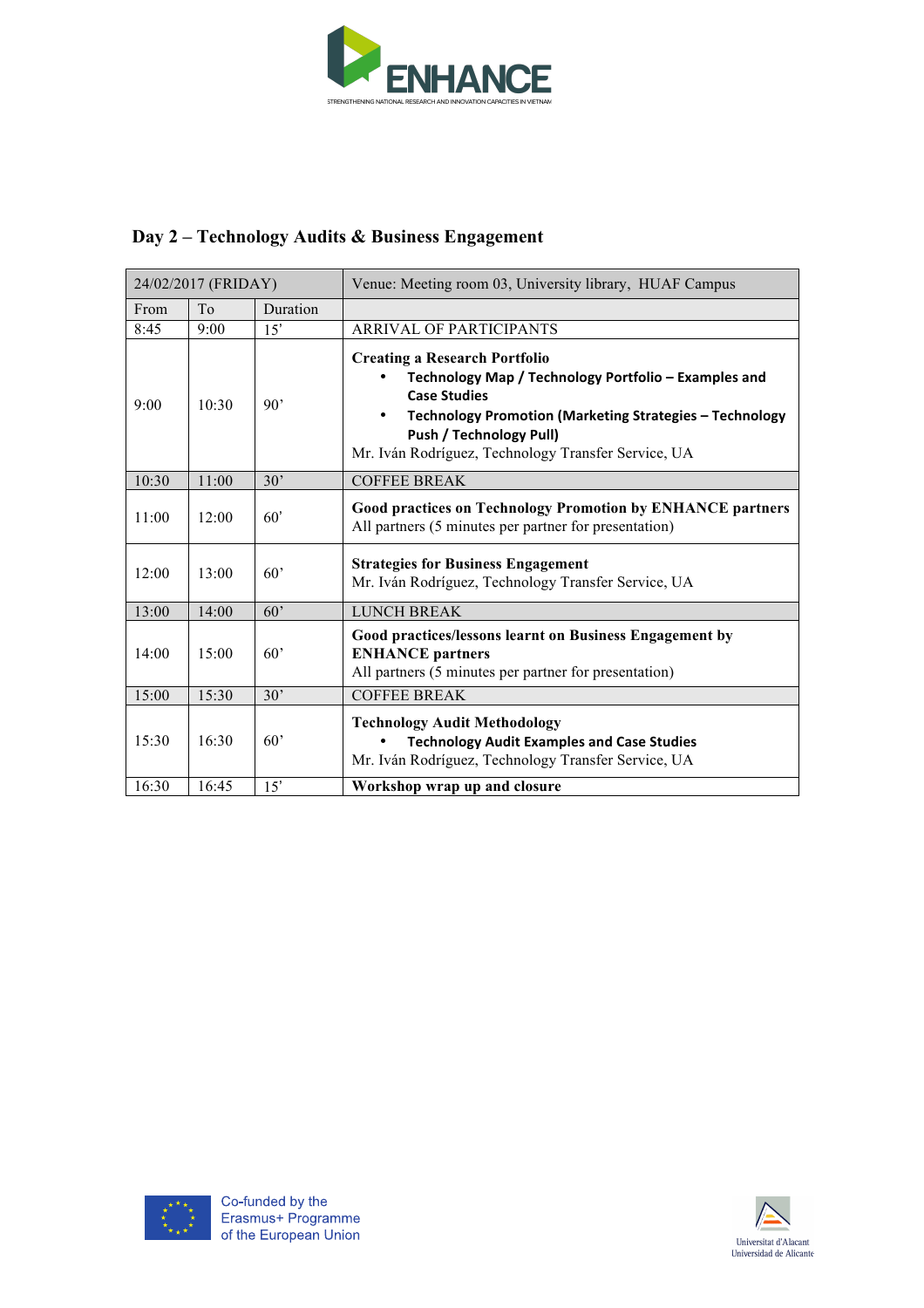ENHANCE

STRENGTHENING NATIONAL RESEARCH AND INNOVATION CAPACITIES IN VIETNAM

## Day 2 – Technology Audits & Business Engagement

| 24/02/2017 (FRIDAY) | | | Venue: Meeting room 03, University library, HUAF Campus |
|---|---|---|---|
| From | To | Duration | |
| 8:45 | 9:00 | 15' | ARRIVAL OF PARTICIPANTS |
| 9:00 | 10:30 | 90' | **Creating a Research Portfolio**<br>• **Technology Map / Technology Portfolio – Examples and Case Studies**<br>• **Technology Promotion (Marketing Strategies – Technology Push / Technology Pull)**<br>Mr. Iván Rodríguez, Technology Transfer Service, UA |
| 10:30 | 11:00 | 30' | COFFEE BREAK |
| 11:00 | 12:00 | 60' | **Good practices on Technology Promotion by ENHANCE partners**<br>All partners (5 minutes per partner for presentation) |
| 12:00 | 13:00 | 60' | **Strategies for Business Engagement**<br>Mr. Iván Rodríguez, Technology Transfer Service, UA |
| 13:00 | 14:00 | 60' | LUNCH BREAK |
| 14:00 | 15:00 | 60' | **Good practices/lessons learnt on Business Engagement by ENHANCE partners**<br>All partners (5 minutes per partner for presentation) |
| 15:00 | 15:30 | 30' | COFFEE BREAK |
| 15:30 | 16:30 | 60' | **Technology Audit Methodology**<br>• **Technology Audit Examples and Case Studies**<br>Mr. Iván Rodríguez, Technology Transfer Service, UA |
| 16:30 | 16:45 | 15' | **Workshop wrap up and closure** |

Co-funded by the Erasmus+ Programme of the European Union

Universitat d'Alacant
Universidad de Alicante